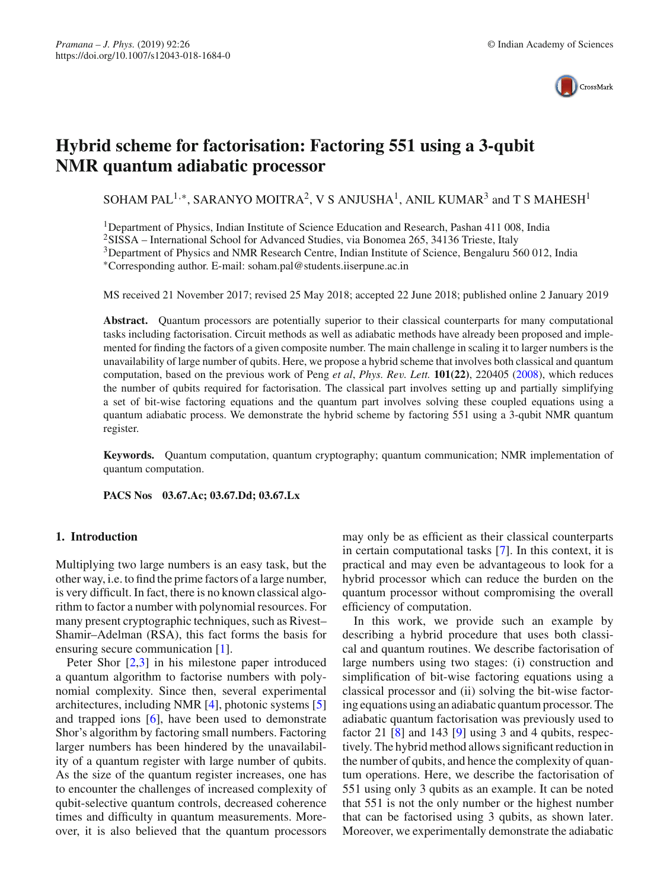# Hybrid scheme for factorisation: Factoring 551 using a 3-qubit NMR quantum adiabatic processor

SOHAM PAL[1,*], SARANYO MOITRA[2], V S ANJUSHA[1], ANIL KUMAR[3] and T S MAHESH[1]

[1]Department of Physics, Indian Institute of Science Education and Research, Pashan 411 008, India
[2]SISSA – International School for Advanced Studies, via Bonomea 265, 34136 Trieste, Italy
[3]Department of Physics and NMR Research Centre, Indian Institute of Science, Bengaluru 560 012, India
[*]Corresponding author. E-mail: soham.pal@students.iiserpune.ac.in

MS received 21 November 2017; revised 25 May 2018; accepted 22 June 2018; published online 2 January 2019

**Abstract.** Quantum processors are potentially superior to their classical counterparts for many computational tasks including factorisation. Circuit methods as well as adiabatic methods have already been proposed and implemented for finding the factors of a given composite number. The main challenge in scaling it to larger numbers is the unavailability of large number of qubits. Here, we propose a hybrid scheme that involves both classical and quantum computation, based on the previous work of Peng *et al*, *Phys. Rev. Lett.* **101(22)**, 220405 (2008), which reduces the number of qubits required for factorisation. The classical part involves setting up and partially simplifying a set of bit-wise factoring equations and the quantum part involves solving these coupled equations using a quantum adiabatic process. We demonstrate the hybrid scheme by factoring 551 using a 3-qubit NMR quantum register.

**Keywords.** Quantum computation, quantum cryptography; quantum communication; NMR implementation of quantum computation.

**PACS Nos** 03.67.Ac; 03.67.Dd; 03.67.Lx

## 1. Introduction

Multiplying two large numbers is an easy task, but the other way, i.e. to find the prime factors of a large number, is very difficult. In fact, there is no known classical algorithm to factor a number with polynomial resources. For many present cryptographic techniques, such as Rivest–Shamir–Adelman (RSA), this fact forms the basis for ensuring secure communication [1].

Peter Shor [2,3] in his milestone paper introduced a quantum algorithm to factorise numbers with polynomial complexity. Since then, several experimental architectures, including NMR [4], photonic systems [5] and trapped ions [6], have been used to demonstrate Shor's algorithm by factoring small numbers. Factoring larger numbers has been hindered by the unavailability of a quantum register with large number of qubits. As the size of the quantum register increases, one has to encounter the challenges of increased complexity of qubit-selective quantum controls, decreased coherence times and difficulty in quantum measurements. Moreover, it is also believed that the quantum processors may only be as efficient as their classical counterparts in certain computational tasks [7]. In this context, it is practical and may even be advantageous to look for a hybrid processor which can reduce the burden on the quantum processor without compromising the overall efficiency of computation.

In this work, we provide such an example by describing a hybrid procedure that uses both classical and quantum routines. We describe factorisation of large numbers using two stages: (i) construction and simplification of bit-wise factoring equations using a classical processor and (ii) solving the bit-wise factoring equations using an adiabatic quantum processor. The adiabatic quantum factorisation was previously used to factor 21 [8] and 143 [9] using 3 and 4 qubits, respectively. The hybrid method allows significant reduction in the number of qubits, and hence the complexity of quantum operations. Here, we describe the factorisation of 551 using only 3 qubits as an example. It can be noted that 551 is not the only number or the highest number that can be factorised using 3 qubits, as shown later. Moreover, we experimentally demonstrate the adiabatic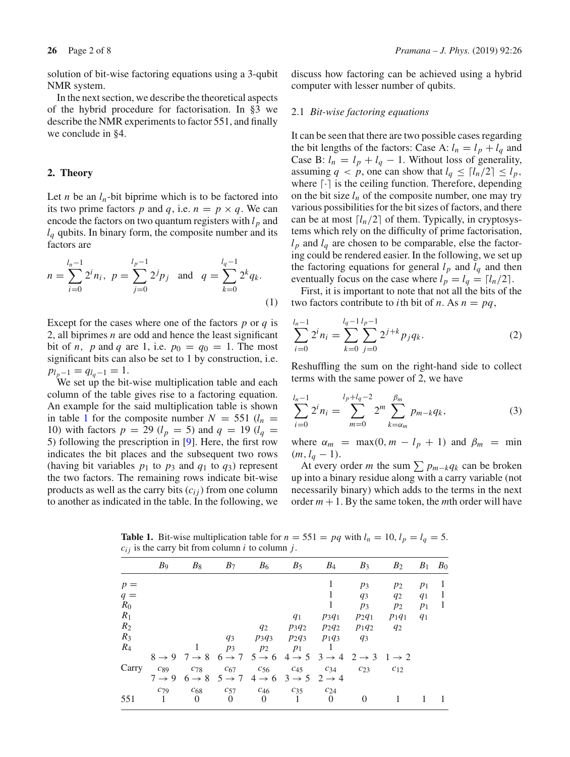solution of bit-wise factoring equations using a 3-qubit NMR system.

In the next section, we describe the theoretical aspects of the hybrid procedure for factorisation. In §3 we describe the NMR experiments to factor 551, and finally we conclude in §4.

## 2. Theory

Let $n$ be an $l_n$-bit biprime which is to be factored into its two prime factors $p$ and $q$, i.e. $n = p \times q$. We can encode the factors on two quantum registers with $l_p$ and $l_q$ qubits. In binary form, the composite number and its factors are

$$n = \sum_{i=0}^{l_n-1} 2^i n_i, \quad p = \sum_{j=0}^{l_p-1} 2^j p_j \quad \text{and} \quad q = \sum_{k=0}^{l_q-1} 2^k q_k. \tag{1}$$

Except for the cases where one of the factors $p$ or $q$ is 2, all biprimes $n$ are odd and hence the least significant bit of $n$, $p$ and $q$ are 1, i.e. $p_0 = q_0 = 1$. The most significant bits can also be set to 1 by construction, i.e. $p_{l_p-1} = q_{l_q-1} = 1$.

We set up the bit-wise multiplication table and each column of the table gives rise to a factoring equation. An example for the said multiplication table is shown in table 1 for the composite number $N = 551$ ($l_n = 10$) with factors $p = 29$ ($l_p = 5$) and $q = 19$ ($l_q = 5$) following the prescription in [9]. Here, the first row indicates the bit places and the subsequent two rows (having bit variables $p_1$ to $p_3$ and $q_1$ to $q_3$) represent the two factors. The remaining rows indicate bit-wise products as well as the carry bits ($c_{ij}$) from one column to another as indicated in the table. In the following, we discuss how factoring can be achieved using a hybrid computer with lesser number of qubits.

### 2.1 *Bit-wise factoring equations*

It can be seen that there are two possible cases regarding the bit lengths of the factors: Case A: $l_n = l_p + l_q$ and Case B: $l_n = l_p + l_q - 1$. Without loss of generality, assuming $q < p$, one can show that $l_q \leq \lceil l_n/2 \rceil \leq l_p$, where $\lceil \cdot \rceil$ is the ceiling function. Therefore, depending on the bit size $l_n$ of the composite number, one may try various possibilities for the bit sizes of factors, and there can be at most $\lceil l_n/2 \rceil$ of them. Typically, in cryptosystems which rely on the difficulty of prime factorisation, $l_p$ and $l_q$ are chosen to be comparable, else the factoring could be rendered easier. In the following, we set up the factoring equations for general $l_p$ and $l_q$ and then eventually focus on the case where $l_p = l_q = \lceil l_n/2 \rceil$.

First, it is important to note that not all the bits of the two factors contribute to $i$th bit of $n$. As $n = pq$,

$$\sum_{i=0}^{l_n-1} 2^i n_i = \sum_{k=0}^{l_q-1} \sum_{j=0}^{l_p-1} 2^{j+k} p_j q_k. \tag{2}$$

Reshuffling the sum on the right-hand side to collect terms with the same power of 2, we have

$$\sum_{i=0}^{l_n-1} 2^i n_i = \sum_{m=0}^{l_p+l_q-2} 2^m \sum_{k=\alpha_m}^{\beta_m} p_{m-k} q_k, \tag{3}$$

where $\alpha_m = \max(0, m - l_p + 1)$ and $\beta_m = \min(m, l_q - 1)$.

At every order $m$ the sum $\sum p_{m-k} q_k$ can be broken up into a binary residue along with a carry variable (not necessarily binary) which adds to the terms in the next order $m + 1$. By the same token, the $m$th order will have

**Table 1.** Bit-wise multiplication table for $n = 551 = pq$ with $l_n = 10$, $l_p = l_q = 5$. $c_{ij}$ is the carry bit from column $i$ to column $j$.

| | $B_9$ | $B_8$ | $B_7$ | $B_6$ | $B_5$ | $B_4$ | $B_3$ | $B_2$ | $B_1$ | $B_0$ |
|---|---|---|---|---|---|---|---|---|---|---|
| $p =$ | | | | | | 1 | $p_3$ | $p_2$ | $p_1$ | 1 |
| $q =$ | | | | | | 1 | $q_3$ | $q_2$ | $q_1$ | 1 |
| $R_0$ | | | | | | 1 | $p_3$ | $p_2$ | $p_1$ | 1 |
| $R_1$ | | | | | $q_1$ | $p_3q_1$ | $p_2q_1$ | $p_1q_1$ | $q_1$ | |
| $R_2$ | | | | $q_2$ | $p_3q_2$ | $p_2q_2$ | $p_1q_2$ | $q_2$ | | |
| $R_3$ | | | $q_3$ | $p_3q_3$ | $p_2q_3$ | $p_1q_3$ | $q_3$ | | | |
| $R_4$ | | 1 | $p_3$ | $p_2$ | $p_1$ | 1 | | | | |
| | $8 \to 9$ | $7 \to 8$ | $6 \to 7$ | $5 \to 6$ | $4 \to 5$ | $3 \to 4$ | $2 \to 3$ | $1 \to 2$ | | |
| Carry | $c_{89}$ | $c_{78}$ | $c_{67}$ | $c_{56}$ | $c_{45}$ | $c_{34}$ | $c_{23}$ | $c_{12}$ | | |
| | $7 \to 9$ | $6 \to 8$ | $5 \to 7$ | $4 \to 6$ | $3 \to 5$ | $2 \to 4$ | | | | |
| | $c_{79}$ | $c_{68}$ | $c_{57}$ | $c_{46}$ | $c_{35}$ | $c_{24}$ | | | | |
| 551 | 1 | 0 | 0 | 0 | 1 | 0 | 0 | 1 | 1 | 1 |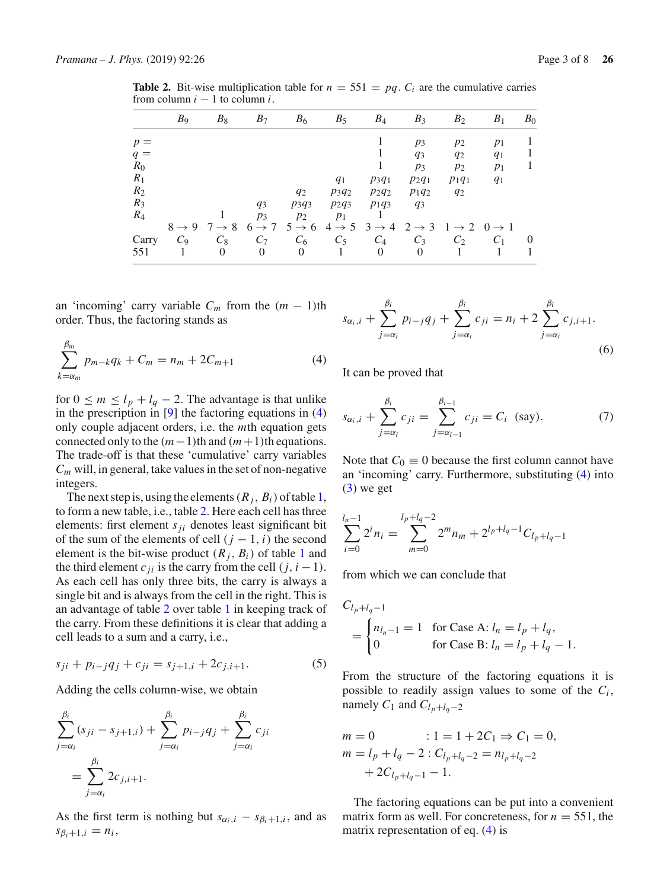**Table 2.** Bit-wise multiplication table for $n = 551 = pq$. $C_i$ are the cumulative carries from column $i-1$ to column $i$.

| | $B_9$ | $B_8$ | $B_7$ | $B_6$ | $B_5$ | $B_4$ | $B_3$ | $B_2$ | $B_1$ | $B_0$ |
|---|---|---|---|---|---|---|---|---|---|---|
| $p =$ | | | | | | 1 | $p_3$ | $p_2$ | $p_1$ | 1 |
| $q =$ | | | | | | 1 | $q_3$ | $q_2$ | $q_1$ | 1 |
| $R_0$ | | | | | | 1 | $p_3$ | $p_2$ | $p_1$ | 1 |
| $R_1$ | | | | | $q_1$ | $p_3q_1$ | $p_2q_1$ | $p_1q_1$ | $q_1$ | |
| $R_2$ | | | | $q_2$ | $p_3q_2$ | $p_2q_2$ | $p_1q_2$ | $q_2$ | | |
| $R_3$ | | | $q_3$ | $p_3q_3$ | $p_2q_3$ | $p_1q_3$ | $q_3$ | | | |
| $R_4$ | | 1 | $p_3$ | $p_2$ | $p_1$ | 1 | | | | |
| | $8 \to 9$ | $7 \to 8$ | $6 \to 7$ | $5 \to 6$ | $4 \to 5$ | $3 \to 4$ | $2 \to 3$ | $1 \to 2$ | $0 \to 1$ | |
| Carry | $C_9$ | $C_8$ | $C_7$ | $C_6$ | $C_5$ | $C_4$ | $C_3$ | $C_2$ | $C_1$ | 0 |
| 551 | 1 | 0 | 0 | 0 | 1 | 0 | 0 | 1 | 1 | 1 |

an 'incoming' carry variable $C_m$ from the $(m-1)$th order. Thus, the factoring stands as

$$\sum_{k=\alpha_m}^{\beta_m} p_{m-k}q_k + C_m = n_m + 2C_{m+1} \tag{4}$$

for $0 \leq m \leq l_p + l_q - 2$. The advantage is that unlike in the prescription in [9] the factoring equations in (4) only couple adjacent orders, i.e. the $m$th equation gets connected only to the $(m-1)$th and $(m+1)$th equations. The trade-off is that these 'cumulative' carry variables $C_m$ will, in general, take values in the set of non-negative integers.

The next step is, using the elements $(R_j, B_i)$ of table 1, to form a new table, i.e., table 2. Here each cell has three elements: first element $s_{ji}$ denotes least significant bit of the sum of the elements of cell $(j-1, i)$ the second element is the bit-wise product $(R_j, B_i)$ of table 1 and the third element $c_{ji}$ is the carry from the cell $(j, i-1)$. As each cell has only three bits, the carry is always a single bit and is always from the cell in the right. This is an advantage of table 2 over table 1 in keeping track of the carry. From these definitions it is clear that adding a cell leads to a sum and a carry, i.e.,

$$s_{ji} + p_{i-j}q_j + c_{ji} = s_{j+1,i} + 2c_{j,i+1}. \tag{5}$$

Adding the cells column-wise, we obtain

$$\sum_{j=\alpha_i}^{\beta_i}(s_{ji} - s_{j+1,i}) + \sum_{j=\alpha_i}^{\beta_i} p_{i-j}q_j + \sum_{j=\alpha_i}^{\beta_i} c_{ji} = \sum_{j=\alpha_i}^{\beta_i} 2c_{j,i+1}.$$

As the first term is nothing but $s_{\alpha_i,i} - s_{\beta_i+1,i}$, and as $s_{\beta_i+1,i} = n_i$,

$$s_{\alpha_i,i} + \sum_{j=\alpha_i}^{\beta_i} p_{i-j}q_j + \sum_{j=\alpha_i}^{\beta_i} c_{ji} = n_i + 2\sum_{j=\alpha_i}^{\beta_i} c_{j,i+1}. \tag{6}$$

It can be proved that

$$s_{\alpha_i,i} + \sum_{j=\alpha_i}^{\beta_i} c_{ji} = \sum_{j=\alpha_{i-1}}^{\beta_{i-1}} c_{ji} = C_i \ \text{(say)}. \tag{7}$$

Note that $C_0 \equiv 0$ because the first column cannot have an 'incoming' carry. Furthermore, substituting (4) into (3) we get

$$\sum_{i=0}^{l_n-1} 2^i n_i = \sum_{m=0}^{l_p+l_q-2} 2^m n_m + 2^{l_p+l_q-1} C_{l_p+l_q-1}$$

from which we can conclude that

$$C_{l_p+l_q-1} = \begin{cases} n_{l_n-1} = 1 & \text{for Case A: } l_n = l_p + l_q, \\ 0 & \text{for Case B: } l_n = l_p + l_q - 1. \end{cases}$$

From the structure of the factoring equations it is possible to readily assign values to some of the $C_i$, namely $C_1$ and $C_{l_p+l_q-2}$

$$\begin{aligned} m &= 0 \qquad\qquad\quad : 1 = 1 + 2C_1 \Rightarrow C_1 = 0, \\ m &= l_p + l_q - 2 : C_{l_p+l_q-2} = n_{l_p+l_q-2} \\ &\quad + 2C_{l_p+l_q-1} - 1. \end{aligned}$$

The factoring equations can be put into a convenient matrix form as well. For concreteness, for $n = 551$, the matrix representation of eq. (4) is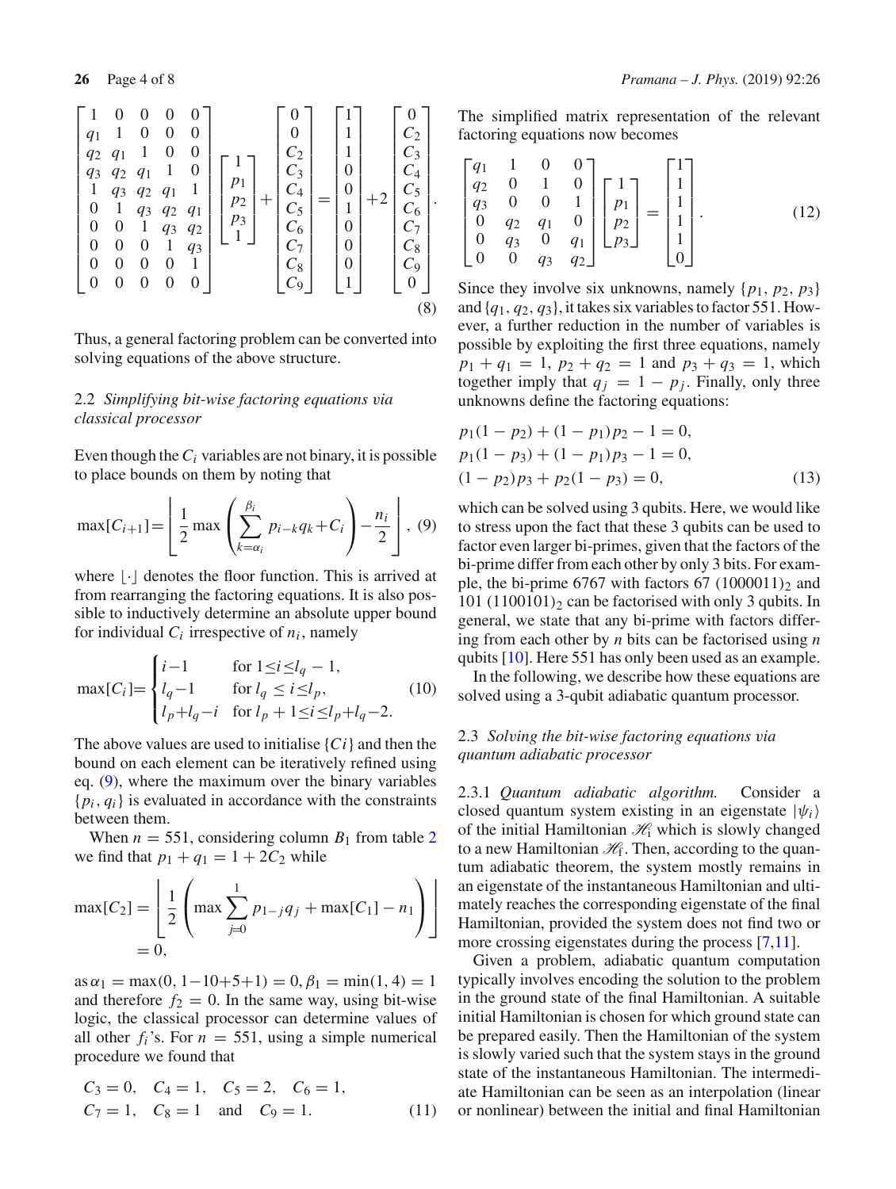$$
\begin{bmatrix}
1 & 0 & 0 & 0 & 0 \\
q_1 & 1 & 0 & 0 & 0 \\
q_2 & q_1 & 1 & 0 & 0 \\
q_3 & q_2 & q_1 & 1 & 0 \\
1 & q_3 & q_2 & q_1 & 1 \\
0 & 1 & q_3 & q_2 & q_1 \\
0 & 0 & 1 & q_3 & q_2 \\
0 & 0 & 0 & 1 & q_3 \\
0 & 0 & 0 & 0 & 1 \\
0 & 0 & 0 & 0 & 0
\end{bmatrix}
\begin{bmatrix}
1 \\ p_1 \\ p_2 \\ p_3 \\ 1
\end{bmatrix}
+
\begin{bmatrix}
0 \\ 0 \\ C_2 \\ C_3 \\ C_4 \\ C_5 \\ C_6 \\ C_7 \\ C_8 \\ C_9
\end{bmatrix}
=
\begin{bmatrix}
1 \\ 1 \\ 1 \\ 0 \\ 0 \\ 1 \\ 0 \\ 0 \\ 0 \\ 1
\end{bmatrix}
+2
\begin{bmatrix}
0 \\ C_2 \\ C_3 \\ C_4 \\ C_5 \\ C_6 \\ C_7 \\ C_8 \\ C_9 \\ 0
\end{bmatrix}. \tag{8}
$$

Thus, a general factoring problem can be converted into solving equations of the above structure.

### 2.2 *Simplifying bit-wise factoring equations via classical processor*

Even though the $C_i$ variables are not binary, it is possible to place bounds on them by noting that

$$
\max[C_{i+1}] = \left\lfloor \frac{1}{2} \max\left( \sum_{k=\alpha_i}^{\beta_i} p_{i-k} q_k + C_i \right) - \frac{n_i}{2} \right\rfloor, \tag{9}
$$

where $\lfloor \cdot \rfloor$ denotes the floor function. This is arrived at from rearranging the factoring equations. It is also possible to inductively determine an absolute upper bound for individual $C_i$ irrespective of $n_i$, namely

$$
\max[C_i] = \begin{cases} i-1 & \text{for } 1 \le i \le l_q - 1, \\ l_q - 1 & \text{for } l_q \le i \le l_p, \\ l_p + l_q - i & \text{for } l_p + 1 \le i \le l_p + l_q - 2. \end{cases} \tag{10}
$$

The above values are used to initialise $\{Ci\}$ and then the bound on each element can be iteratively refined using eq. (9), where the maximum over the binary variables $\{p_i, q_i\}$ is evaluated in accordance with the constraints between them.

When $n = 551$, considering column $B_1$ from table 2 we find that $p_1 + q_1 = 1 + 2C_2$ while

$$
\max[C_2] = \left\lfloor \frac{1}{2} \left( \max \sum_{j=0}^{1} p_{1-j} q_j + \max[C_1] - n_1 \right) \right\rfloor = 0,
$$

as $\alpha_1 = \max(0, 1-10+5+1) = 0, \beta_1 = \min(1, 4) = 1$ and therefore $f_2 = 0$. In the same way, using bit-wise logic, the classical processor can determine values of all other $f_i$'s. For $n = 551$, using a simple numerical procedure we found that

$$
\begin{aligned}
&C_3 = 0, \quad C_4 = 1, \quad C_5 = 2, \quad C_6 = 1, \\
&C_7 = 1, \quad C_8 = 1 \quad \text{and} \quad C_9 = 1.
\end{aligned} \tag{11}
$$

The simplified matrix representation of the relevant factoring equations now becomes

$$
\begin{bmatrix}
q_1 & 1 & 0 & 0 \\
q_2 & 0 & 1 & 0 \\
q_3 & 0 & 0 & 1 \\
0 & q_2 & q_1 & 0 \\
0 & q_3 & 0 & q_1 \\
0 & 0 & q_3 & q_2
\end{bmatrix}
\begin{bmatrix}
1 \\ p_1 \\ p_2 \\ p_3
\end{bmatrix}
=
\begin{bmatrix}
1 \\ 1 \\ 1 \\ 1 \\ 1 \\ 0
\end{bmatrix}. \tag{12}
$$

Since they involve six unknowns, namely $\{p_1, p_2, p_3\}$ and $\{q_1, q_2, q_3\}$, it takes six variables to factor 551. However, a further reduction in the number of variables is possible by exploiting the first three equations, namely $p_1 + q_1 = 1$, $p_2 + q_2 = 1$ and $p_3 + q_3 = 1$, which together imply that $q_j = 1 - p_j$. Finally, only three unknowns define the factoring equations:

$$
\begin{aligned}
&p_1(1 - p_2) + (1 - p_1)p_2 - 1 = 0, \\
&p_1(1 - p_3) + (1 - p_1)p_3 - 1 = 0, \\
&(1 - p_2)p_3 + p_2(1 - p_3) = 0,
\end{aligned} \tag{13}
$$

which can be solved using 3 qubits. Here, we would like to stress upon the fact that these 3 qubits can be used to factor even larger bi-primes, given that the factors of the bi-prime differ from each other by only 3 bits. For example, the bi-prime 6767 with factors 67 $(1000011)_2$ and 101 $(1100101)_2$ can be factorised with only 3 qubits. In general, we state that any bi-prime with factors differing from each other by $n$ bits can be factorised using $n$ qubits [10]. Here 551 has only been used as an example.

In the following, we describe how these equations are solved using a 3-qubit adiabatic quantum processor.

### 2.3 *Solving the bit-wise factoring equations via quantum adiabatic processor*

2.3.1 *Quantum adiabatic algorithm.* Consider a closed quantum system existing in an eigenstate $|\psi_i\rangle$ of the initial Hamiltonian $\mathscr{H}_i$ which is slowly changed to a new Hamiltonian $\mathscr{H}_f$. Then, according to the quantum adiabatic theorem, the system mostly remains in an eigenstate of the instantaneous Hamiltonian and ultimately reaches the corresponding eigenstate of the final Hamiltonian, provided the system does not find two or more crossing eigenstates during the process [7,11].

Given a problem, adiabatic quantum computation typically involves encoding the solution to the problem in the ground state of the final Hamiltonian. A suitable initial Hamiltonian is chosen for which ground state can be prepared easily. Then the Hamiltonian of the system is slowly varied such that the system stays in the ground state of the instantaneous Hamiltonian. The intermediate Hamiltonian can be seen as an interpolation (linear or nonlinear) between the initial and final Hamiltonian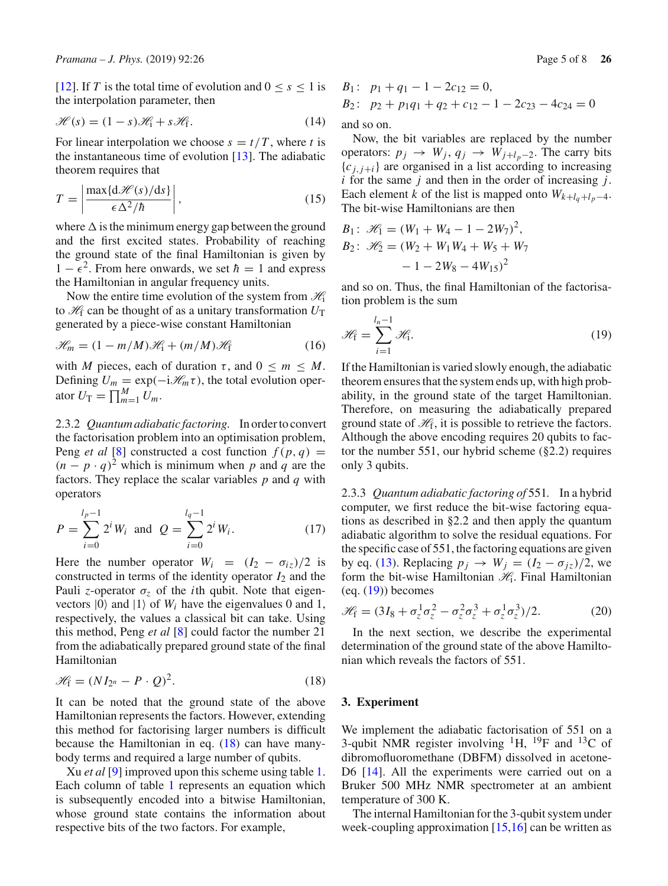[12]. If $T$ is the total time of evolution and $0 \leq s \leq 1$ is the interpolation parameter, then

$$\mathscr{H}(s) = (1-s)\mathscr{H}_\mathrm{i} + s\mathscr{H}_\mathrm{f}. \tag{14}$$

For linear interpolation we choose $s = t/T$, where $t$ is the instantaneous time of evolution [13]. The adiabatic theorem requires that

$$T = \left| \frac{\max\{\mathrm{d}\mathscr{H}(s)/\mathrm{d}s\}}{\epsilon \Delta^2/\hbar} \right|, \tag{15}$$

where $\Delta$ is the minimum energy gap between the ground and the first excited states. Probability of reaching the ground state of the final Hamiltonian is given by $1-\epsilon^2$. From here onwards, we set $\hbar = 1$ and express the Hamiltonian in angular frequency units.

Now the entire time evolution of the system from $\mathscr{H}_\mathrm{i}$ to $\mathscr{H}_\mathrm{f}$ can be thought of as a unitary transformation $U_\mathrm{T}$ generated by a piece-wise constant Hamiltonian

$$\mathscr{H}_m = (1 - m/M)\mathscr{H}_\mathrm{i} + (m/M)\mathscr{H}_\mathrm{f} \tag{16}$$

with $M$ pieces, each of duration $\tau$, and $0 \leq m \leq M$. Defining $U_m = \exp(-\mathrm{i}\mathscr{H}_m \tau)$, the total evolution operator $U_\mathrm{T} = \prod_{m=1}^{M} U_m$.

2.3.2 *Quantum adiabatic factoring.* In order to convert the factorisation problem into an optimisation problem, Peng *et al* [8] constructed a cost function $f(p,q) = (n - p \cdot q)^2$ which is minimum when $p$ and $q$ are the factors. They replace the scalar variables $p$ and $q$ with operators

$$P = \sum_{i=0}^{l_p - 1} 2^i W_i \quad \text{and} \quad Q = \sum_{i=0}^{l_q - 1} 2^i W_i. \tag{17}$$

Here the number operator $W_i = (I_2 - \sigma_{iz})/2$ is constructed in terms of the identity operator $I_2$ and the Pauli $z$-operator $\sigma_z$ of the $i$th qubit. Note that eigenvectors $|0\rangle$ and $|1\rangle$ of $W_i$ have the eigenvalues 0 and 1, respectively, the values a classical bit can take. Using this method, Peng *et al* [8] could factor the number 21 from the adiabatically prepared ground state of the final Hamiltonian

$$\mathscr{H}_\mathrm{f} = (N I_{2^n} - P \cdot Q)^2. \tag{18}$$

It can be noted that the ground state of the above Hamiltonian represents the factors. However, extending this method for factorising larger numbers is difficult because the Hamiltonian in eq. (18) can have many-body terms and required a large number of qubits.

Xu *et al* [9] improved upon this scheme using table 1. Each column of table 1 represents an equation which is subsequently encoded into a bitwise Hamiltonian, whose ground state contains the information about respective bits of the two factors. For example,

$$B_1: \quad p_1 + q_1 - 1 - 2c_{12} = 0,$$
$$B_2: \quad p_2 + p_1 q_1 + q_2 + c_{12} - 1 - 2c_{23} - 4c_{24} = 0$$

and so on.

Now, the bit variables are replaced by the number operators: $p_j \rightarrow W_j$, $q_j \rightarrow W_{j+l_p-2}$. The carry bits $\{c_{j,j+i}\}$ are organised in a list according to increasing $i$ for the same $j$ and then in the order of increasing $j$. Each element $k$ of the list is mapped onto $W_{k+l_q+l_p-4}$. The bit-wise Hamiltonians are then

$$B_1: \; \mathscr{H}_1 = (W_1 + W_4 - 1 - 2W_7)^2,$$
$$B_2: \; \mathscr{H}_2 = (W_2 + W_1 W_4 + W_5 + W_7 - 1 - 2W_8 - 4W_{15})^2$$

and so on. Thus, the final Hamiltonian of the factorisation problem is the sum

$$\mathscr{H}_\mathrm{f} = \sum_{i=1}^{l_n - 1} \mathscr{H}_\mathrm{i}. \tag{19}$$

If the Hamiltonian is varied slowly enough, the adiabatic theorem ensures that the system ends up, with high probability, in the ground state of the target Hamiltonian. Therefore, on measuring the adiabatically prepared ground state of $\mathscr{H}_\mathrm{f}$, it is possible to retrieve the factors. Although the above encoding requires 20 qubits to factor the number 551, our hybrid scheme (§2.2) requires only 3 qubits.

2.3.3 *Quantum adiabatic factoring of* 551. In a hybrid computer, we first reduce the bit-wise factoring equations as described in §2.2 and then apply the quantum adiabatic algorithm to solve the residual equations. For the specific case of 551, the factoring equations are given by eq. (13). Replacing $p_j \rightarrow W_j = (I_2 - \sigma_{jz})/2$, we form the bit-wise Hamiltonian $\mathscr{H}_\mathrm{i}$. Final Hamiltonian (eq. (19)) becomes

$$\mathscr{H}_\mathrm{f} = (3I_8 + \sigma_z^1 \sigma_z^2 - \sigma_z^2 \sigma_z^3 + \sigma_z^1 \sigma_z^3)/2. \tag{20}$$

In the next section, we describe the experimental determination of the ground state of the above Hamiltonian which reveals the factors of 551.

## 3. Experiment

We implement the adiabatic factorisation of 551 on a 3-qubit NMR register involving $^{1}$H, $^{19}$F and $^{13}$C of dibromofluoromethane (DBFM) dissolved in acetone-D6 [14]. All the experiments were carried out on a Bruker 500 MHz NMR spectrometer at an ambient temperature of 300 K.

The internal Hamiltonian for the 3-qubit system under week-coupling approximation [15,16] can be written as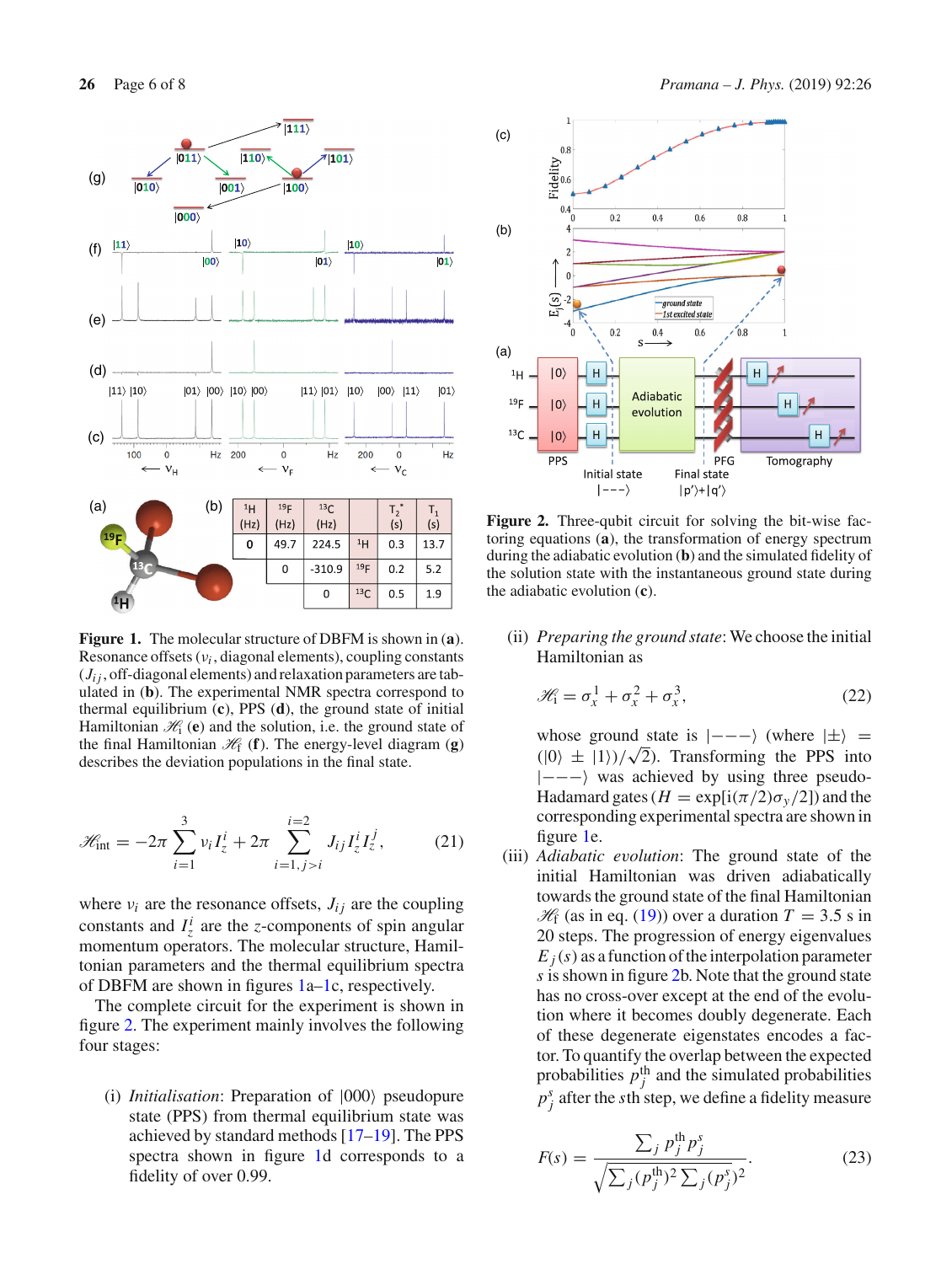| | $^{1}$H (Hz) | $^{19}$F (Hz) | $^{13}$C (Hz) | | $T_2^*$ (s) | $T_1$ (s) |
|---|---|---|---|---|---|---|
| | 0 | 49.7 | 224.5 | $^{1}$H | 0.3 | 13.7 |
| | | 0 | -310.9 | $^{19}$F | 0.2 | 5.2 |
| | | | 0 | $^{13}$C | 0.5 | 1.9 |

**Figure 1.** The molecular structure of DBFM is shown in (**a**). Resonance offsets ($\nu_i$, diagonal elements), coupling constants ($J_{ij}$, off-diagonal elements) and relaxation parameters are tabulated in (**b**). The experimental NMR spectra correspond to thermal equilibrium (**c**), PPS (**d**), the ground state of initial Hamiltonian $\mathscr{H}_\text{i}$ (**e**) and the solution, i.e. the ground state of the final Hamiltonian $\mathscr{H}_\text{f}$ (**f**). The energy-level diagram (**g**) describes the deviation populations in the final state.

$$\mathscr{H}_\text{int} = -2\pi \sum_{i=1}^{3} \nu_i I_z^i + 2\pi \sum_{i=1,j>i}^{i=2} J_{ij} I_z^i I_z^j, \tag{21}$$

where $\nu_i$ are the resonance offsets, $J_{ij}$ are the coupling constants and $I_z^i$ are the $z$-components of spin angular momentum operators. The molecular structure, Hamiltonian parameters and the thermal equilibrium spectra of DBFM are shown in figures 1a–1c, respectively.

The complete circuit for the experiment is shown in figure 2. The experiment mainly involves the following four stages:

(i) *Initialisation*: Preparation of $|000\rangle$ pseudopure state (PPS) from thermal equilibrium state was achieved by standard methods [17–19]. The PPS spectra shown in figure 1d corresponds to a fidelity of over 0.99.

**Figure 2.** Three-qubit circuit for solving the bit-wise factoring equations (**a**), the transformation of energy spectrum during the adiabatic evolution (**b**) and the simulated fidelity of the solution state with the instantaneous ground state during the adiabatic evolution (**c**).

(ii) *Preparing the ground state*: We choose the initial Hamiltonian as

$$\mathscr{H}_\text{i} = \sigma_x^1 + \sigma_x^2 + \sigma_x^3, \tag{22}$$

whose ground state is $|---\rangle$ (where $|\pm\rangle = (|0\rangle \pm |1\rangle)/\sqrt{2}$). Transforming the PPS into $|---\rangle$ was achieved by using three pseudo-Hadamard gates ($H = \exp[\text{i}(\pi/2)\sigma_y/2]$) and the corresponding experimental spectra are shown in figure 1e.

(iii) *Adiabatic evolution*: The ground state of the initial Hamiltonian was driven adiabatically towards the ground state of the final Hamiltonian $\mathscr{H}_\text{f}$ (as in eq. (19)) over a duration $T = 3.5$ s in 20 steps. The progression of energy eigenvalues $E_j(s)$ as a function of the interpolation parameter $s$ is shown in figure 2b. Note that the ground state has no cross-over except at the end of the evolution where it becomes doubly degenerate. Each of these degenerate eigenstates encodes a factor. To quantify the overlap between the expected probabilities $p_j^\text{th}$ and the simulated probabilities $p_j^s$ after the $s$th step, we define a fidelity measure

$$F(s) = \frac{\sum_j p_j^\text{th} p_j^s}{\sqrt{\sum_j (p_j^\text{th})^2 \sum_j (p_j^s)^2}}. \tag{23}$$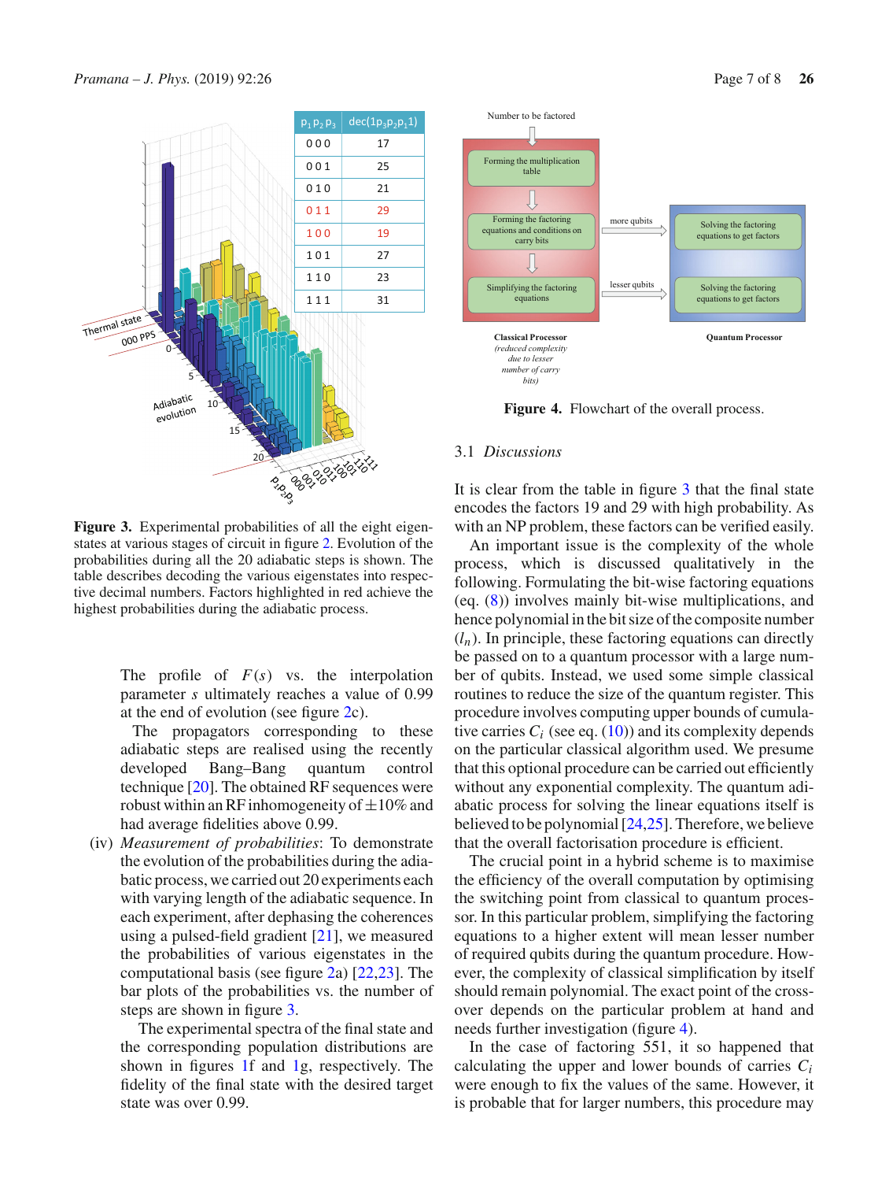| $p_1p_2p_3$ | dec($1p_3p_2p_1 1$) |
|---|---|
| 000 | 17 |
| 001 | 25 |
| 010 | 21 |
| 011 | 29 |
| 100 | 19 |
| 101 | 27 |
| 110 | 23 |
| 111 | 31 |

**Figure 3.** Experimental probabilities of all the eight eigenstates at various stages of circuit in figure 2. Evolution of the probabilities during all the 20 adiabatic steps is shown. The table describes decoding the various eigenstates into respective decimal numbers. Factors highlighted in red achieve the highest probabilities during the adiabatic process.

The profile of $F(s)$ vs. the interpolation parameter $s$ ultimately reaches a value of 0.99 at the end of evolution (see figure 2c).

The propagators corresponding to these adiabatic steps are realised using the recently developed Bang–Bang quantum control technique [20]. The obtained RF sequences were robust within an RF inhomogeneity of ±10% and had average fidelities above 0.99.

(iv) *Measurement of probabilities*: To demonstrate the evolution of the probabilities during the adiabatic process, we carried out 20 experiments each with varying length of the adiabatic sequence. In each experiment, after dephasing the coherences using a pulsed-field gradient [21], we measured the probabilities of various eigenstates in the computational basis (see figure 2a) [22,23]. The bar plots of the probabilities vs. the number of steps are shown in figure 3.

The experimental spectra of the final state and the corresponding population distributions are shown in figures 1f and 1g, respectively. The fidelity of the final state with the desired target state was over 0.99.

Number to be factored → **Classical Processor** (reduced complexity due to lesser number of carry bits): Forming the multiplication table → Forming the factoring equations and conditions on carry bits → (more qubits) → **Quantum Processor**: Solving the factoring equations to get factors; Simplifying the factoring equations → (lesser qubits) → Solving the factoring equations to get factors.

**Figure 4.** Flowchart of the overall process.

### 3.1 *Discussions*

It is clear from the table in figure 3 that the final state encodes the factors 19 and 29 with high probability. As with an NP problem, these factors can be verified easily.

An important issue is the complexity of the whole process, which is discussed qualitatively in the following. Formulating the bit-wise factoring equations (eq. (8)) involves mainly bit-wise multiplications, and hence polynomial in the bit size of the composite number ($l_n$). In principle, these factoring equations can directly be passed on to a quantum processor with a large number of qubits. Instead, we used some simple classical routines to reduce the size of the quantum register. This procedure involves computing upper bounds of cumulative carries $C_i$ (see eq. (10)) and its complexity depends on the particular classical algorithm used. We presume that this optional procedure can be carried out efficiently without any exponential complexity. The quantum adiabatic process for solving the linear equations itself is believed to be polynomial [24,25]. Therefore, we believe that the overall factorisation procedure is efficient.

The crucial point in a hybrid scheme is to maximise the efficiency of the overall computation by optimising the switching point from classical to quantum processor. In this particular problem, simplifying the factoring equations to a higher extent will mean lesser number of required qubits during the quantum processor. However, the complexity of classical simplification by itself should remain polynomial. The exact point of the crossover depends on the particular problem at hand and needs further investigation (figure 4).

In the case of factoring 551, it so happened that calculating the upper and lower bounds of carries $C_i$ were enough to fix the values of the same. However, it is probable that for larger numbers, this procedure may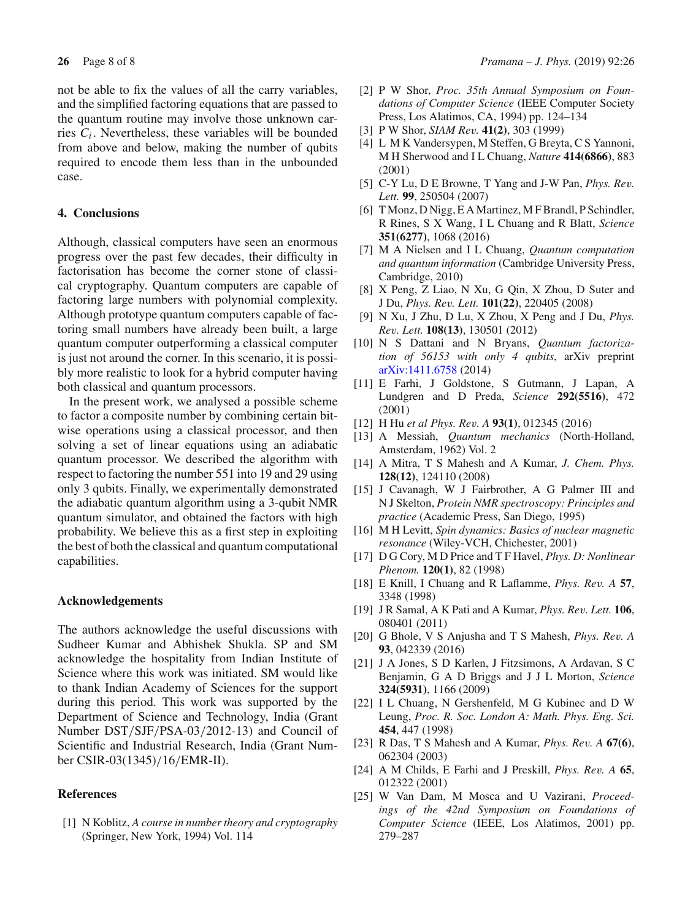not be able to fix the values of all the carry variables, and the simplified factoring equations that are passed to the quantum routine may involve those unknown carries $C_i$. Nevertheless, these variables will be bounded from above and below, making the number of qubits required to encode them less than in the unbounded case.

## 4. Conclusions

Although, classical computers have seen an enormous progress over the past few decades, their difficulty in factorisation has become the corner stone of classical cryptography. Quantum computers are capable of factoring large numbers with polynomial complexity. Although prototype quantum computers capable of factoring small numbers have already been built, a large quantum computer outperforming a classical computer is just not around the corner. In this scenario, it is possibly more realistic to look for a hybrid computer having both classical and quantum processors.

In the present work, we analysed a possible scheme to factor a composite number by combining certain bitwise operations using a classical processor, and then solving a set of linear equations using an adiabatic quantum processor. We described the algorithm with respect to factoring the number 551 into 19 and 29 using only 3 qubits. Finally, we experimentally demonstrated the adiabatic quantum algorithm using a 3-qubit NMR quantum simulator, and obtained the factors with high probability. We believe this as a first step in exploiting the best of both the classical and quantum computational capabilities.

## Acknowledgements

The authors acknowledge the useful discussions with Sudheer Kumar and Abhishek Shukla. SP and SM acknowledge the hospitality from Indian Institute of Science where this work was initiated. SM would like to thank Indian Academy of Sciences for the support during this period. This work was supported by the Department of Science and Technology, India (Grant Number DST/SJF/PSA-03/2012-13) and Council of Scientific and Industrial Research, India (Grant Number CSIR-03(1345)/16/EMR-II).

## References

[1] N Koblitz, *A course in number theory and cryptography* (Springer, New York, 1994) Vol. 114

[2] P W Shor, *Proc. 35th Annual Symposium on Foundations of Computer Science* (IEEE Computer Society Press, Los Alatimos, CA, 1994) pp. 124–134

[3] P W Shor, *SIAM Rev.* **41(2)**, 303 (1999)

[4] L M K Vandersypen, M Steffen, G Breyta, C S Yannoni, M H Sherwood and I L Chuang, *Nature* **414(6866)**, 883 (2001)

[5] C-Y Lu, D E Browne, T Yang and J-W Pan, *Phys. Rev. Lett.* **99**, 250504 (2007)

[6] T Monz, D Nigg, E A Martinez, M F Brandl, P Schindler, R Rines, S X Wang, I L Chuang and R Blatt, *Science* **351(6277)**, 1068 (2016)

[7] M A Nielsen and I L Chuang, *Quantum computation and quantum information* (Cambridge University Press, Cambridge, 2010)

[8] X Peng, Z Liao, N Xu, G Qin, X Zhou, D Suter and J Du, *Phys. Rev. Lett.* **101(22)**, 220405 (2008)

[9] N Xu, J Zhu, D Lu, X Zhou, X Peng and J Du, *Phys. Rev. Lett.* **108(13)**, 130501 (2012)

[10] N S Dattani and N Bryans, *Quantum factorization of 56153 with only 4 qubits*, arXiv preprint arXiv:1411.6758 (2014)

[11] E Farhi, J Goldstone, S Gutmann, J Lapan, A Lundgren and D Preda, *Science* **292(5516)**, 472 (2001)

[12] H Hu *et al Phys. Rev. A* **93(1)**, 012345 (2016)

[13] A Messiah, *Quantum mechanics* (North-Holland, Amsterdam, 1962) Vol. 2

[14] A Mitra, T S Mahesh and A Kumar, *J. Chem. Phys.* **128(12)**, 124110 (2008)

[15] J Cavanagh, W J Fairbrother, A G Palmer III and N J Skelton, *Protein NMR spectroscopy: Principles and practice* (Academic Press, San Diego, 1995)

[16] M H Levitt, *Spin dynamics: Basics of nuclear magnetic resonance* (Wiley-VCH, Chichester, 2001)

[17] D G Cory, M D Price and T F Havel, *Phys. D: Nonlinear Phenom.* **120(1)**, 82 (1998)

[18] E Knill, I Chuang and R Laflamme, *Phys. Rev. A* **57**, 3348 (1998)

[19] J R Samal, A K Pati and A Kumar, *Phys. Rev. Lett.* **106**, 080401 (2011)

[20] G Bhole, V S Anjusha and T S Mahesh, *Phys. Rev. A* **93**, 042339 (2016)

[21] J A Jones, S D Karlen, J Fitzsimons, A Ardavan, S C Benjamin, G A D Briggs and J J L Morton, *Science* **324(5931)**, 1166 (2009)

[22] I L Chuang, N Gershenfeld, M G Kubinec and D W Leung, *Proc. R. Soc. London A: Math. Phys. Eng. Sci.* **454**, 447 (1998)

[23] R Das, T S Mahesh and A Kumar, *Phys. Rev. A* **67(6)**, 062304 (2003)

[24] A M Childs, E Farhi and J Preskill, *Phys. Rev. A* **65**, 012322 (2001)

[25] W Van Dam, M Mosca and U Vazirani, *Proceedings of the 42nd Symposium on Foundations of Computer Science* (IEEE, Los Alatimos, 2001) pp. 279–287